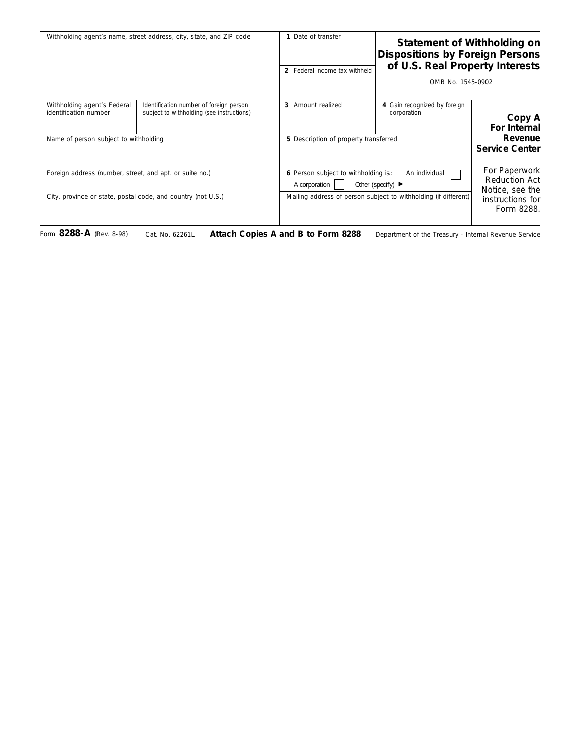# Statement of Withholding on Dispositions by Foreign Persons of U.S. Real Property Interests

OMB No. 1545-0902

| Withholding agent's name, street address, city, state, and ZIP code | | 1 Date of transfer | |
|---|---|---|---|
| | | 2 Federal income tax withheld | |
| Withholding agent's Federal identification number | Identification number of foreign person subject to withholding (see instructions) | 3 Amount realized | 4 Gain recognized by foreign corporation |
| Name of person subject to withholding | | 5 Description of property transferred | |
| Foreign address (number, street, and apt. or suite no.) | | 6 Person subject to withholding is: An individual ☐ A corporation ☐ Other (specify) ► | |
| City, province or state, postal code, and country (not U.S.) | | Mailing address of person subject to withholding (if different) | |

**Copy A For Internal Revenue Service Center**

For Paperwork Reduction Act Notice, see the instructions for Form 8288.

Form **8288-A** (Rev. 8-98) Cat. No. 62261L **Attach Copies A and B to Form 8288** Department of the Treasury - Internal Revenue Service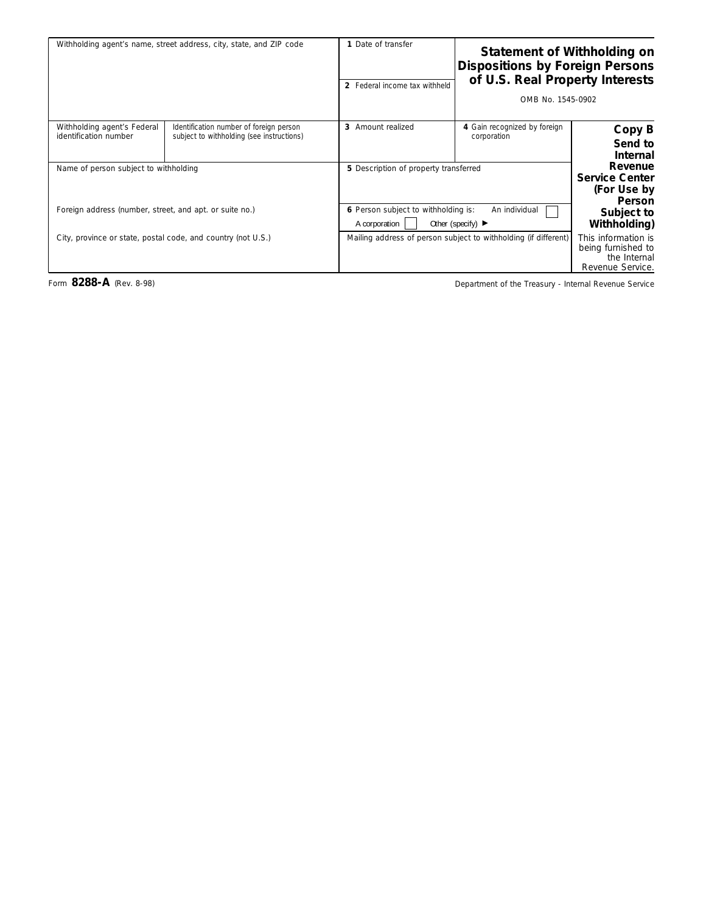| Withholding agent's name, street address, city, state, and ZIP code | | 1 Date of transfer | Statement of Withholding on Dispositions by Foreign Persons of U.S. Real Property Interests | |
|---|---|---|---|---|
| | | 2 Federal income tax withheld | OMB No. 1545-0902 | |
| Withholding agent's Federal identification number | Identification number of foreign person subject to withholding (see instructions) | 3 Amount realized | 4 Gain recognized by foreign corporation | **Copy B** **Send to Internal Revenue Service Center (For Use by Person Subject to Withholding)** |
| Name of person subject to withholding | | 5 Description of property transferred | | |
| Foreign address (number, street, and apt. or suite no.) | | 6 Person subject to withholding is: An individual ☐ A corporation ☐ Other (specify) ► | | |
| City, province or state, postal code, and country (not U.S.) | | Mailing address of person subject to withholding (if different) | | This information is being furnished to the Internal Revenue Service. |

Form **8288-A** (Rev. 8-98)

Department of the Treasury - Internal Revenue Service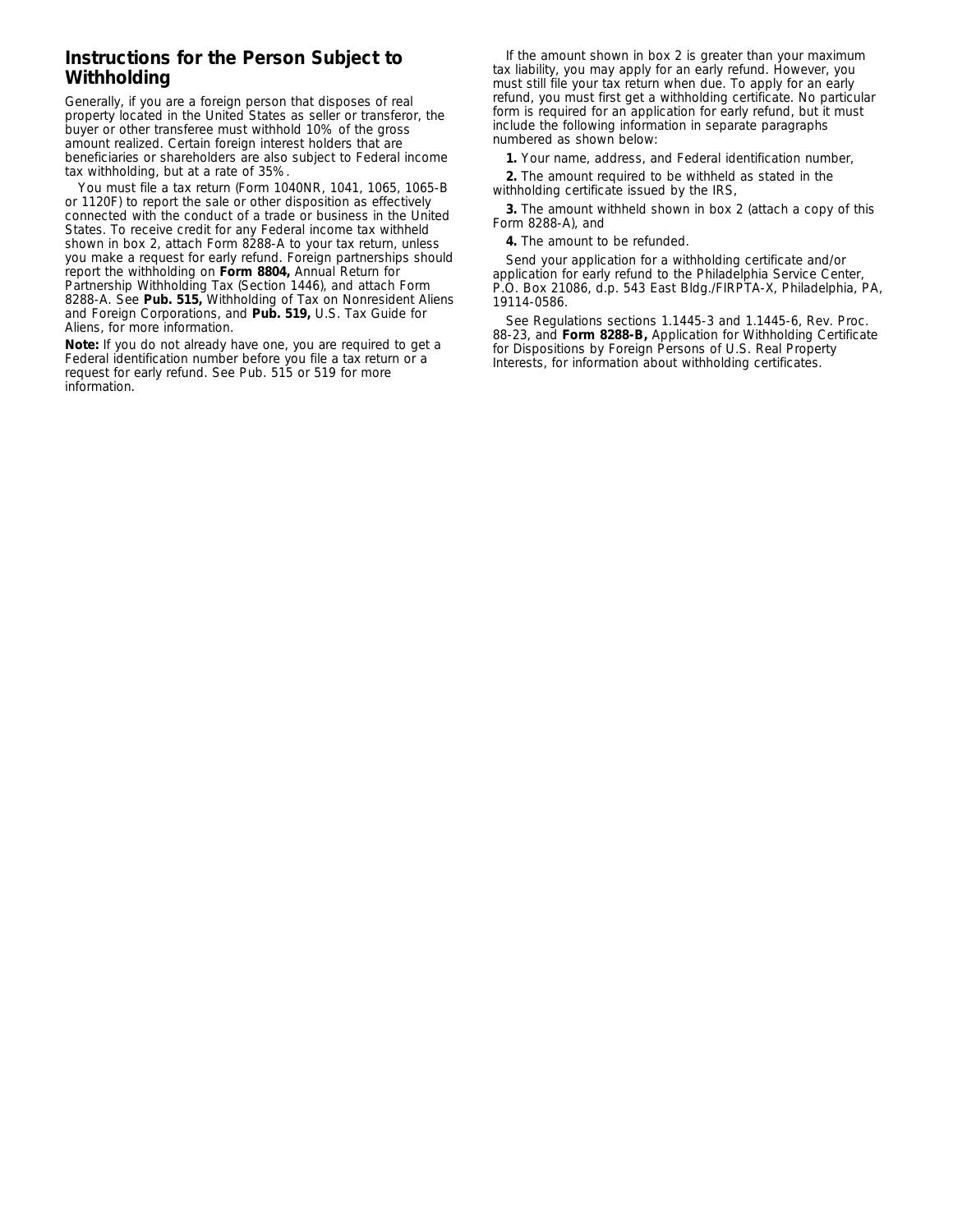## Instructions for the Person Subject to Withholding

Generally, if you are a foreign person that disposes of real property located in the United States as seller or transferor, the buyer or other transferee must withhold 10% of the gross amount realized. Certain foreign interest holders that are beneficiaries or shareholders are also subject to Federal income tax withholding, but at a rate of 35%.

You must file a tax return (Form 1040NR, 1041, 1065, 1065-B or 1120F) to report the sale or other disposition as effectively connected with the conduct of a trade or business in the United States. To receive credit for any Federal income tax withheld shown in box 2, attach Form 8288-A to your tax return, unless you make a request for early refund. Foreign partnerships should report the withholding on **Form 8804,** Annual Return for Partnership Withholding Tax (Section 1446), and attach Form 8288-A. See **Pub. 515,** Withholding of Tax on Nonresident Aliens and Foreign Corporations, and **Pub. 519,** U.S. Tax Guide for Aliens, for more information.

**Note:** If you do not already have one, you are required to get a Federal identification number before you file a tax return or a request for early refund. See Pub. 515 or 519 for more information.

If the amount shown in box 2 is greater than your maximum tax liability, you may apply for an early refund. However, you must still file your tax return when due. To apply for an early refund, you must first get a withholding certificate. No particular form is required for an application for early refund, but it must include the following information in separate paragraphs numbered as shown below:

**1.** Your name, address, and Federal identification number,

**2.** The amount required to be withheld as stated in the withholding certificate issued by the IRS,

**3.** The amount withheld shown in box 2 (attach a copy of this Form 8288-A), and

**4.** The amount to be refunded.

Send your application for a withholding certificate and/or application for early refund to the Philadelphia Service Center, P.O. Box 21086, d.p. 543 East Bldg./FIRPTA-X, Philadelphia, PA, 19114-0586.

See Regulations sections 1.1445-3 and 1.1445-6, Rev. Proc. 88-23, and **Form 8288-B,** Application for Withholding Certificate for Dispositions by Foreign Persons of U.S. Real Property Interests, for information about withholding certificates.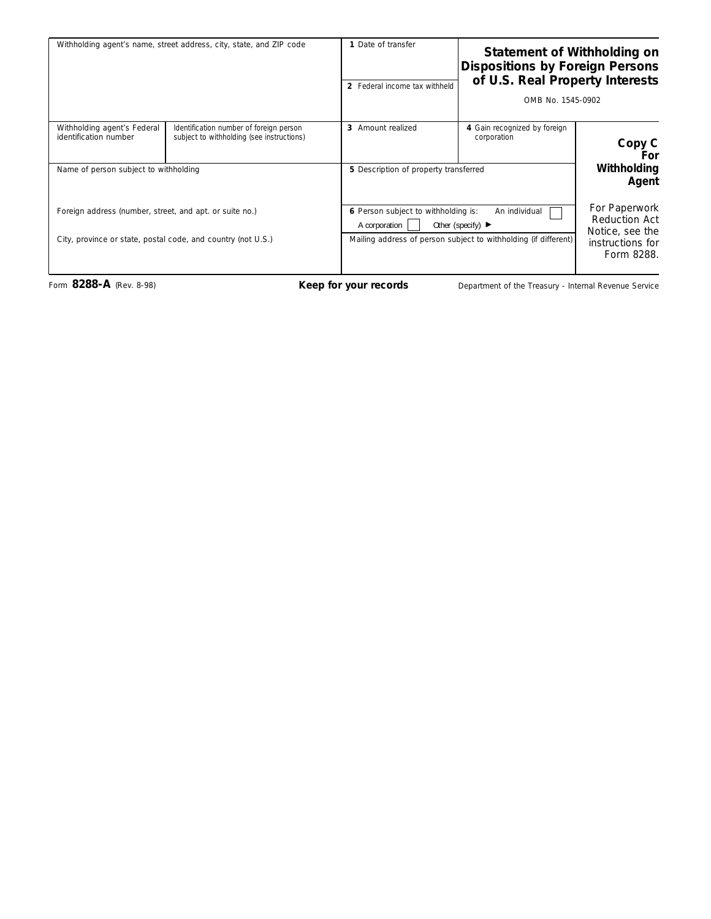| Withholding agent's name, street address, city, state, and ZIP code | | 1 Date of transfer | **Statement of Withholding on Dispositions by Foreign Persons of U.S. Real Property Interests** | |
|---|---|---|---|---|
| | | 2 Federal income tax withheld | OMB No. 1545-0902 | |
| Withholding agent's Federal identification number | Identification number of foreign person subject to withholding (see instructions) | 3 Amount realized | 4 Gain recognized by foreign corporation | **Copy C For Withholding Agent** |
| Name of person subject to withholding | | 5 Description of property transferred | | |
| Foreign address (number, street, and apt. or suite no.) | | 6 Person subject to withholding is: An individual ☐ A corporation ☐ Other (specify) ► | | For Paperwork Reduction Act Notice, see the instructions for Form 8288. |
| City, province or state, postal code, and country (not U.S.) | | Mailing address of person subject to withholding (if different) | | |

Form **8288-A** (Rev. 8-98) **Keep for your records** Department of the Treasury - Internal Revenue Service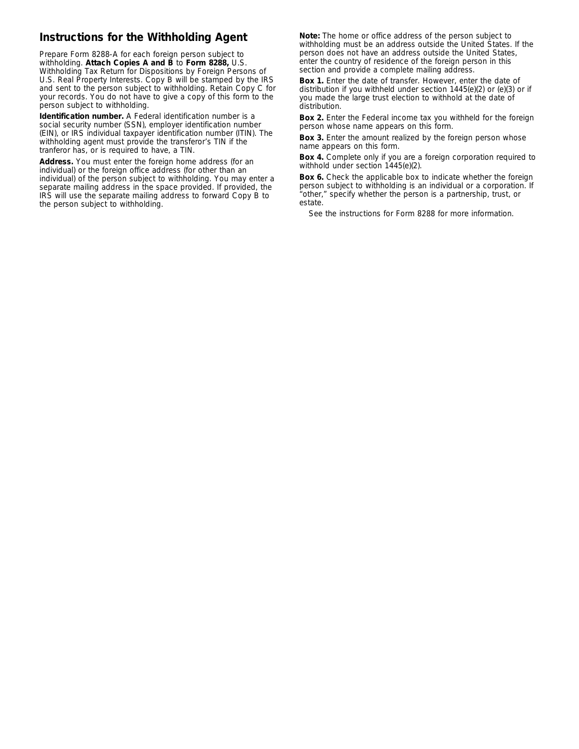## Instructions for the Withholding Agent

Prepare Form 8288-A for each foreign person subject to withholding. **Attach Copies A and B** to **Form 8288,** U.S. Withholding Tax Return for Dispositions by Foreign Persons of U.S. Real Property Interests. Copy B will be stamped by the IRS and sent to the person subject to withholding. Retain Copy C for your records. You do not have to give a copy of this form to the person subject to withholding.

**Identification number.** A Federal identification number is a social security number (SSN), employer identification number (EIN), or IRS individual taxpayer identification number (ITIN). The withholding agent must provide the transferor's TIN if the tranferor has, or is required to have, a TIN.

**Address.** You must enter the foreign home address (for an individual) or the foreign office address (for other than an individual) of the person subject to withholding. You may enter a separate mailing address in the space provided. If provided, the IRS will use the separate mailing address to forward Copy B to the person subject to withholding.

**Note:** The home or office address of the person subject to withholding must be an address outside the United States. If the person does not have an address outside the United States, enter the country of residence of the foreign person in this section and provide a complete mailing address.

**Box 1.** Enter the date of transfer. However, enter the date of distribution if you withheld under section 1445(e)(2) or (e)(3) or if you made the large trust election to withhold at the date of distribution.

**Box 2.** Enter the Federal income tax you withheld for the foreign person whose name appears on this form.

**Box 3.** Enter the amount realized by the foreign person whose name appears on this form.

**Box 4.** Complete only if you are a foreign corporation required to withhold under section 1445(e)(2).

**Box 6.** Check the applicable box to indicate whether the foreign person subject to withholding is an individual or a corporation. If "other," specify whether the person is a partnership, trust, or estate.

See the instructions for Form 8288 for more information.